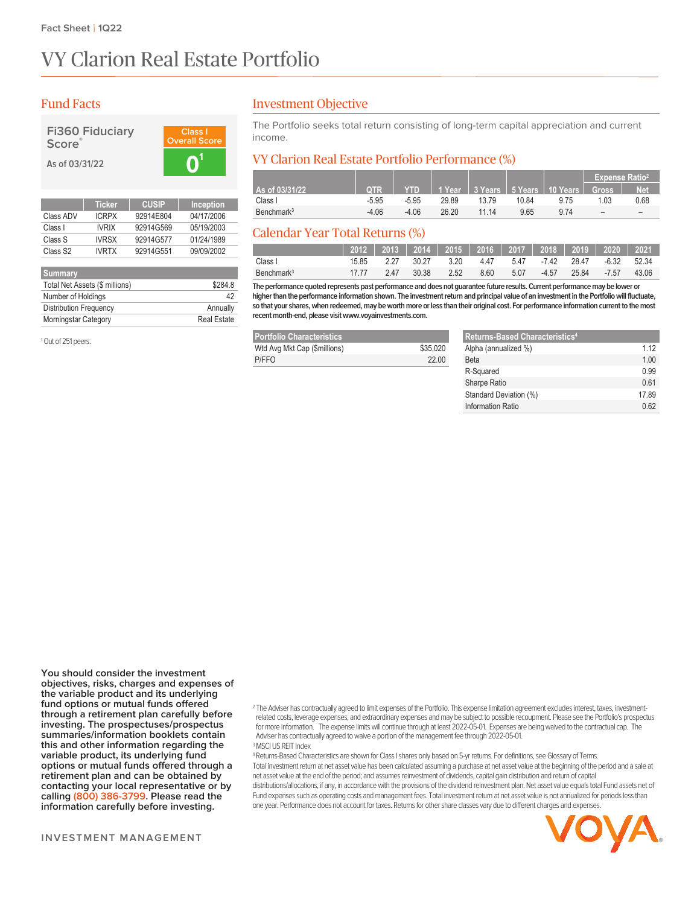Fact Sheet | 1Q22

# VY Clarion Real Estate Portfolio

## Fund Facts

**Fi360 Fiduciary Score®**

As of 03/31/22

Class I Overall Score: **0**[1]

| | Ticker | CUSIP | Inception |
|---|---|---|---|
| Class ADV | ICRPX | 92914E804 | 04/17/2006 |
| Class I | IVRIX | 92914G569 | 05/19/2003 |
| Class S | IVRSX | 92914G577 | 01/24/1989 |
| Class S2 | IVRTX | 92914G551 | 09/09/2002 |

| Summary | |
|---|---|
| Total Net Assets ($ millions) | $284.8 |
| Number of Holdings | 42 |
| Distribution Frequency | Annually |
| Morningstar Category | Real Estate |

[1] Out of 251 peers.

## Investment Objective

The Portfolio seeks total return consisting of long-term capital appreciation and current income.

## VY Clarion Real Estate Portfolio Performance (%)

| As of 03/31/22 | QTR | YTD | 1 Year | 3 Years | 5 Years | 10 Years | Expense Ratio[2] Gross | Net |
|---|---|---|---|---|---|---|---|---|
| Class I | -5.95 | -5.95 | 29.89 | 13.79 | 10.84 | 9.75 | 1.03 | 0.68 |
| Benchmark[3] | -4.06 | -4.06 | 26.20 | 11.14 | 9.65 | 9.74 | – | – |

## Calendar Year Total Returns (%)

| | 2012 | 2013 | 2014 | 2015 | 2016 | 2017 | 2018 | 2019 | 2020 | 2021 |
|---|---|---|---|---|---|---|---|---|---|---|
| Class I | 15.85 | 2.27 | 30.27 | 3.20 | 4.47 | 5.47 | -7.42 | 28.47 | -6.32 | 52.34 |
| Benchmark[3] | 17.77 | 2.47 | 30.38 | 2.52 | 8.60 | 5.07 | -4.57 | 25.84 | -7.57 | 43.06 |

**The performance quoted represents past performance and does not guarantee future results. Current performance may be lower or higher than the performance information shown. The investment return and principal value of an investment in the Portfolio will fluctuate, so that your shares, when redeemed, may be worth more or less than their original cost. For performance information current to the most recent month-end, please visit www.voyainvestments.com.**

| Portfolio Characteristics | |
|---|---|
| Wtd Avg Mkt Cap ($millions) | $35,020 |
| P/FFO | 22.00 |

| Returns-Based Characteristics[4] | |
|---|---|
| Alpha (annualized %) | 1.12 |
| Beta | 1.00 |
| R-Squared | 0.99 |
| Sharpe Ratio | 0.61 |
| Standard Deviation (%) | 17.89 |
| Information Ratio | 0.62 |

**You should consider the investment objectives, risks, charges and expenses of the variable product and its underlying fund options or mutual funds offered through a retirement plan carefully before investing. The prospectuses/prospectus summaries/information booklets contain this and other information regarding the variable product, its underlying fund options or mutual funds offered through a retirement plan and can be obtained by contacting your local representative or by calling (800) 386-3799. Please read the information carefully before investing.**

[2] The Adviser has contractually agreed to limit expenses of the Portfolio. This expense limitation agreement excludes interest, taxes, investment-related costs, leverage expenses, and extraordinary expenses and may be subject to possible recoupment. Please see the Portfolio's prospectus for more information. The expense limits will continue through at least 2022-05-01. Expenses are being waived to the contractual cap. The Adviser has contractually agreed to waive a portion of the management fee through 2022-05-01.

[3] MSCI US REIT Index

[4] Returns-Based Characteristics are shown for Class I shares only based on 5-yr returns. For definitions, see Glossary of Terms.

Total investment return at net asset value has been calculated assuming a purchase at net asset value at the beginning of the period and a sale at net asset value at the end of the period; and assumes reinvestment of dividends, capital gain distribution and return of capital distributions/allocations, if any, in accordance with the provisions of the dividend reinvestment plan. Net asset value equals total Fund assets net of Fund expenses such as operating costs and management fees. Total investment return at net asset value is not annualized for periods less than one year. Performance does not account for taxes. Returns for other share classes vary due to different charges and expenses.

INVESTMENT MANAGEMENT

VOYA®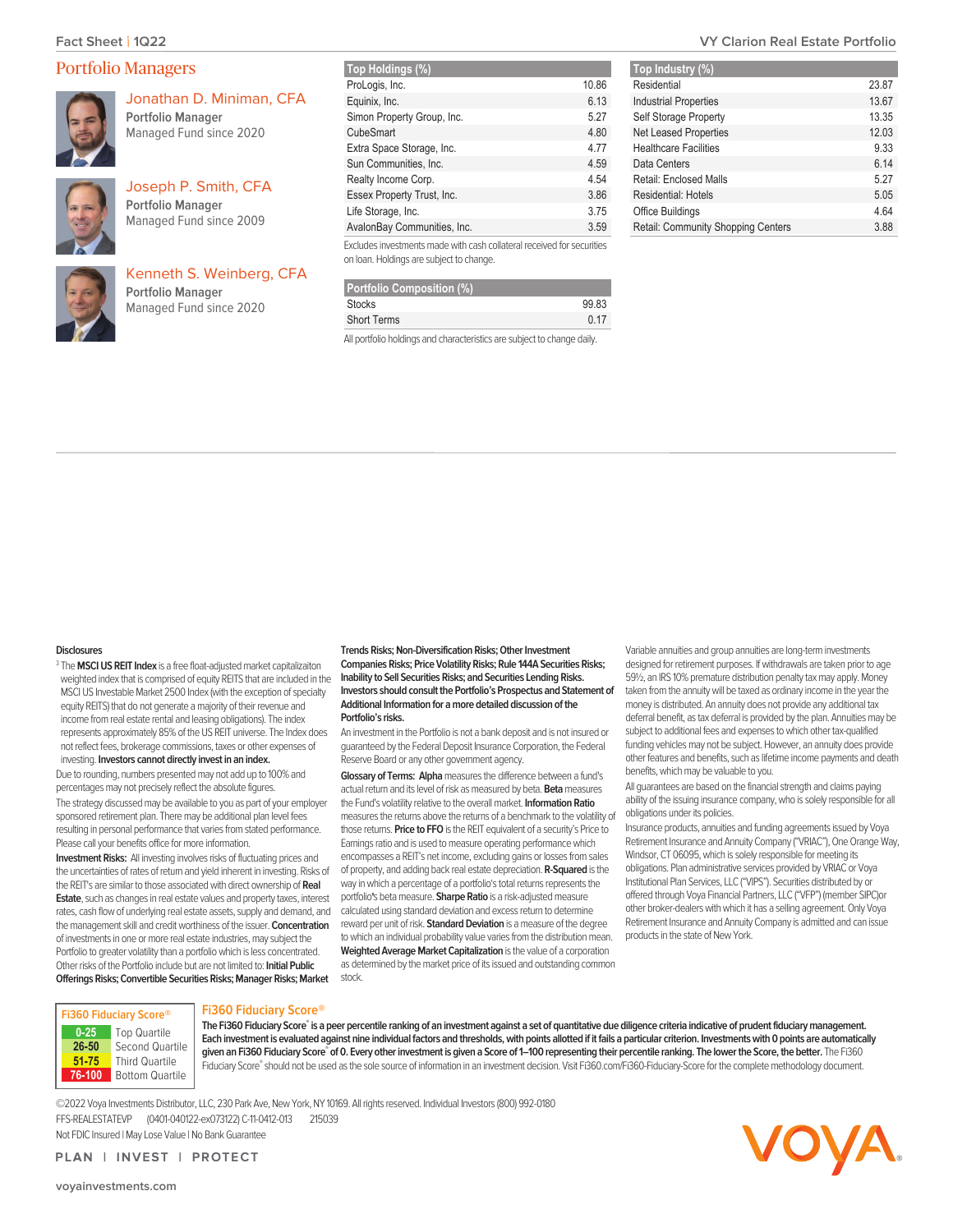## Portfolio Managers

**Jonathan D. Miniman, CFA**
Portfolio Manager
Managed Fund since 2020

**Joseph P. Smith, CFA**
Portfolio Manager
Managed Fund since 2009

**Kenneth S. Weinberg, CFA**
Portfolio Manager
Managed Fund since 2020

| Top Holdings (%) | |
|---|---|
| ProLogis, Inc. | 10.86 |
| Equinix, Inc. | 6.13 |
| Simon Property Group, Inc. | 5.27 |
| CubeSmart | 4.80 |
| Extra Space Storage, Inc. | 4.77 |
| Sun Communities, Inc. | 4.59 |
| Realty Income Corp. | 4.54 |
| Essex Property Trust, Inc. | 3.86 |
| Life Storage, Inc. | 3.75 |
| AvalonBay Communities, Inc. | 3.59 |

Excludes investments made with cash collateral received for securities on loan. Holdings are subject to change.

| Portfolio Composition (%) | |
|---|---|
| Stocks | 99.83 |
| Short Terms | 0.17 |

All portfolio holdings and characteristics are subject to change daily.

| Top Industry (%) | |
|---|---|
| Residential | 23.87 |
| Industrial Properties | 13.67 |
| Self Storage Property | 13.35 |
| Net Leased Properties | 12.03 |
| Healthcare Facilities | 9.33 |
| Data Centers | 6.14 |
| Retail: Enclosed Malls | 5.27 |
| Residential: Hotels | 5.05 |
| Office Buildings | 4.64 |
| Retail: Community Shopping Centers | 3.88 |

### Disclosures

[3] The **MSCI US REIT Index** is a free float-adjusted market capitalizaiton weighted index that is comprised of equity REITS that are included in the MSCI US Investable Market 2500 Index (with the exception of specialty equity REITS) that do not generate a majority of their revenue and income from real estate rental and leasing obligations). The index represents approximately 85% of the US REIT universe. The Index does not reflect fees, brokerage commissions, taxes or other expenses of investing. **Investors cannot directly invest in an index.**

Due to rounding, numbers presented may not add up to 100% and percentages may not precisely reflect the absolute figures.

The strategy discussed may be available to you as part of your employer sponsored retirement plan. There may be additional plan level fees resulting in personal performance that varies from stated performance. Please call your benefits office for more information.

**Investment Risks:** All investing involves risks of fluctuating prices and the uncertainties of rates of return and yield inherent in investing. Risks of the REIT's are similar to those associated with direct ownership of **Real Estate**, such as changes in real estate values and property taxes, interest rates, cash flow of underlying real estate assets, supply and demand, and the management skill and credit worthiness of the issuer. **Concentration** of investments in one or more real estate industries, may subject the Portfolio to greater volatility than a portfolio which is less concentrated. Other risks of the Portfolio include but are not limited to: **Initial Public Offerings Risks; Convertible Securities Risks; Manager Risks; Market Trends Risks; Non-Diversification Risks; Other Investment Companies Risks; Price Volatility Risks; Rule 144A Securities Risks; Inability to Sell Securities Risks; and Securities Lending Risks. Investors should consult the Portfolio's Prospectus and Statement of Additional Information for a more detailed discussion of the Portfolio's risks.**

An investment in the Portfolio is not a bank deposit and is not insured or guaranteed by the Federal Deposit Insurance Corporation, the Federal Reserve Board or any other government agency.

**Glossary of Terms: Alpha** measures the difference between a fund's actual return and its level of risk as measured by beta. **Beta** measures the Fund's volatility relative to the overall market. **Information Ratio** measures the returns above the returns of a benchmark to the volatility of those returns. **Price to FFO** is the REIT equivalent of a security's Price to Earnings ratio and is used to measure operating performance which encompasses a REIT's net income, excluding gains or losses from sales of property, and adding back real estate depreciation. **R-Squared** is the way in which a percentage of a portfolio's total returns represents the portfolio's beta measure. **Sharpe Ratio** is a risk-adjusted measure calculated using standard deviation and excess return to determine reward per unit of risk. **Standard Deviation** is a measure of the degree to which an individual probability value varies from the distribution mean. **Weighted Average Market Capitalization** is the value of a corporation as determined by the market price of its issued and outstanding common stock.

Variable annuities and group annuities are long-term investments designed for retirement purposes. If withdrawals are taken prior to age 59½, an IRS 10% premature distribution penalty tax may apply. Money taken from the annuity will be taxed as ordinary income in the year the money is distributed. An annuity does not provide any additional tax deferral benefit, as tax deferral is provided by the plan. Annuities may be subject to additional fees and expenses to which other tax-qualified funding vehicles may not be subject. However, an annuity does provide other features and benefits, such as lifetime income payments and death benefits, which may be valuable to you.

All guarantees are based on the financial strength and claims paying ability of the issuing insurance company, who is solely responsible for all obligations under its policies.

Insurance products, annuities and funding agreements issued by Voya Retirement Insurance and Annuity Company ("VRIAC"), One Orange Way, Windsor, CT 06095, which is solely responsible for meeting its obligations. Plan administrative services provided by VRIAC or Voya Institutional Plan Services, LLC ("VIPS"). Securities distributed by or offered through Voya Financial Partners, LLC ("VFP") (member SIPC)or other broker-dealers with which it has a selling agreement. Only Voya Retirement Insurance and Annuity Company is admitted and can issue products in the state of New York.

| Fi360 Fiduciary Score® | |
|---|---|
| 0-25 | Top Quartile |
| 26-50 | Second Quartile |
| 51-75 | Third Quartile |
| 76-100 | Bottom Quartile |

### Fi360 Fiduciary Score®

**The Fi360 Fiduciary Score® is a peer percentile ranking of an investment against a set of quantitative due diligence criteria indicative of prudent fiduciary management. Each investment is evaluated against nine individual factors and thresholds, with points allotted if it fails a particular criterion. Investments with 0 points are automatically given an Fi360 Fiduciary Score® of 0. Every other investment is given a Score of 1–100 representing their percentile ranking. The lower the Score, the better.** The Fi360 Fiduciary Score® should not be used as the sole source of information in an investment decision. Visit Fi360.com/Fi360-Fiduciary-Score for the complete methodology document.

©2022 Voya Investments Distributor, LLC, 230 Park Ave, New York, NY 10169. All rights reserved. Individual Investors (800) 992-0180
FFS-REALESTATEVP (0401-040122-ex073122) C-11-0412-013 215039
Not FDIC Insured | May Lose Value | No Bank Guarantee

PLAN | INVEST | PROTECT

voyainvestments.com